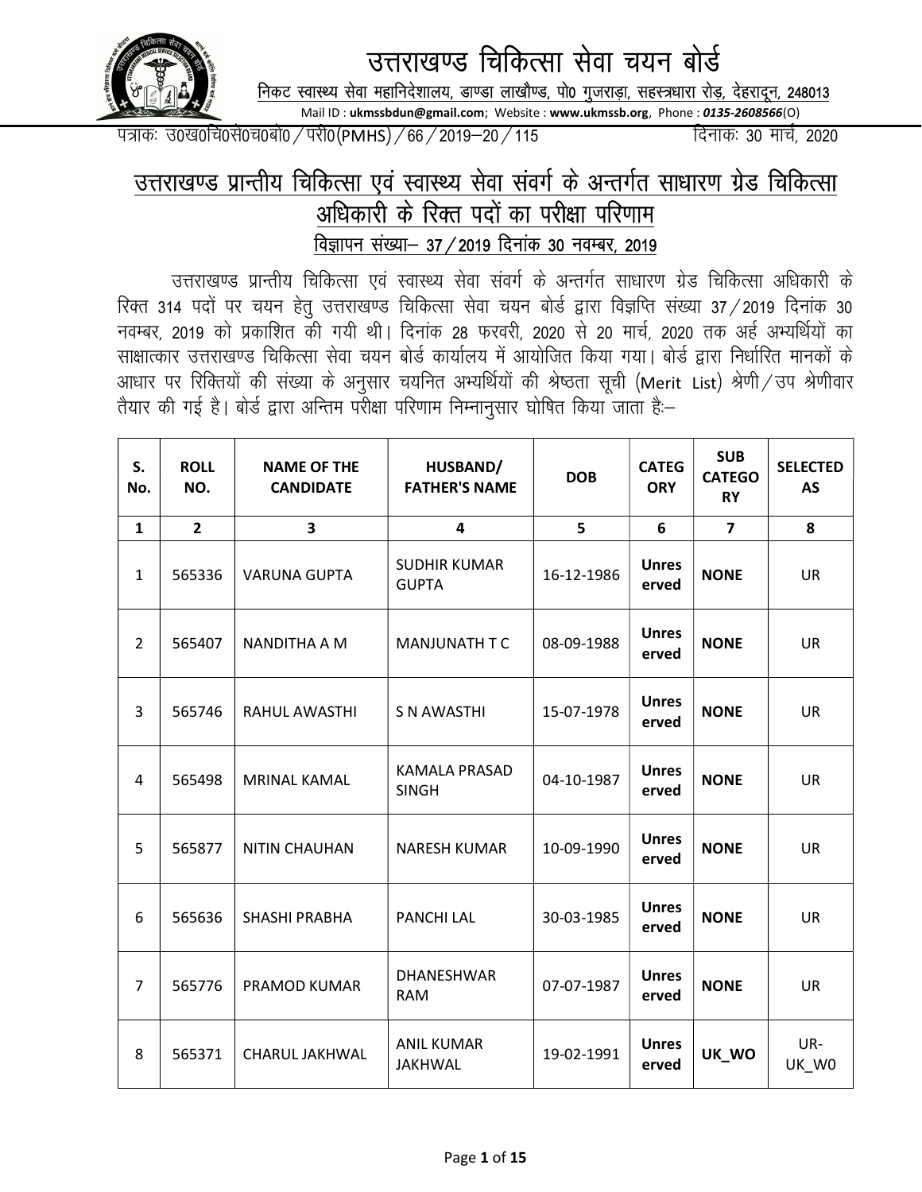# उत्तराखण्ड चिकित्सा सेवा चयन बोर्ड

निकट स्वास्थ्य सेवा महानिदेशालय, डाण्डा लाखौण्ड, पो0 गुजराड़ा, सहस्त्रधारा रोड़, देहरादून, 248013

Mail ID : **ukmssbdun@gmail.com**; Website : **www.ukmssb.org**, Phone : ***0135-2608566***(O)

पत्रांकः उ0ख0चि0से0च0बो0 / परी0(PMHS) / 66 / 2019–20 / 115 दिनांकः 30 मार्च, 2020

## उत्तराखण्ड प्रान्तीय चिकित्सा एवं स्वास्थ्य सेवा संवर्ग के अन्तर्गत साधारण ग्रेड चिकित्सा अधिकारी के रिक्त पदों का परीक्षा परिणाम

### विज्ञापन संख्या– 37 / 2019 दिनांक 30 नवम्बर, 2019

उत्तराखण्ड प्रान्तीय चिकित्सा एवं स्वास्थ्य सेवा संवर्ग के अन्तर्गत साधारण ग्रेड चिकित्सा अधिकारी के रिक्त 314 पदों पर चयन हेतु उत्तराखण्ड चिकित्सा सेवा चयन बोर्ड द्वारा विज्ञप्ति संख्या 37 / 2019 दिनांक 30 नवम्बर, 2019 को प्रकाशित की गयी थी। दिनांक 28 फरवरी, 2020 से 20 मार्च, 2020 तक अर्ह अभ्यर्थियों का साक्षात्कार उत्तराखण्ड चिकित्सा सेवा चयन बोर्ड कार्यालय में आयोजित किया गया। बोर्ड द्वारा निर्धारित मानकों के आधार पर रिक्तियों की संख्या के अनुसार चयनित अभ्यर्थियों की श्रेष्ठता सूची (Merit List) श्रेणी / उप श्रेणीवार तैयार की गई है। बोर्ड द्वारा अन्तिम परीक्षा परिणाम निम्नानुसार घोषित किया जाता हैः–

| S. No. | ROLL NO. | NAME OF THE CANDIDATE | HUSBAND/ FATHER'S NAME | DOB | CATEGORY | SUB CATEGORY | SELECTED AS |
|---|---|---|---|---|---|---|---|
| 1 | 2 | 3 | 4 | 5 | 6 | 7 | 8 |
| 1 | 565336 | VARUNA GUPTA | SUDHIR KUMAR GUPTA | 16-12-1986 | **Unreserved** | **NONE** | UR |
| 2 | 565407 | NANDITHA A M | MANJUNATH T C | 08-09-1988 | **Unreserved** | **NONE** | UR |
| 3 | 565746 | RAHUL AWASTHI | S N AWASTHI | 15-07-1978 | **Unreserved** | **NONE** | UR |
| 4 | 565498 | MRINAL KAMAL | KAMALA PRASAD SINGH | 04-10-1987 | **Unreserved** | **NONE** | UR |
| 5 | 565877 | NITIN CHAUHAN | NARESH KUMAR | 10-09-1990 | **Unreserved** | **NONE** | UR |
| 6 | 565636 | SHASHI PRABHA | PANCHI LAL | 30-03-1985 | **Unreserved** | **NONE** | UR |
| 7 | 565776 | PRAMOD KUMAR | DHANESHWAR RAM | 07-07-1987 | **Unreserved** | **NONE** | UR |
| 8 | 565371 | CHARUL JAKHWAL | ANIL KUMAR JAKHWAL | 19-02-1991 | **Unreserved** | **UK_WO** | UR-UK_W0 |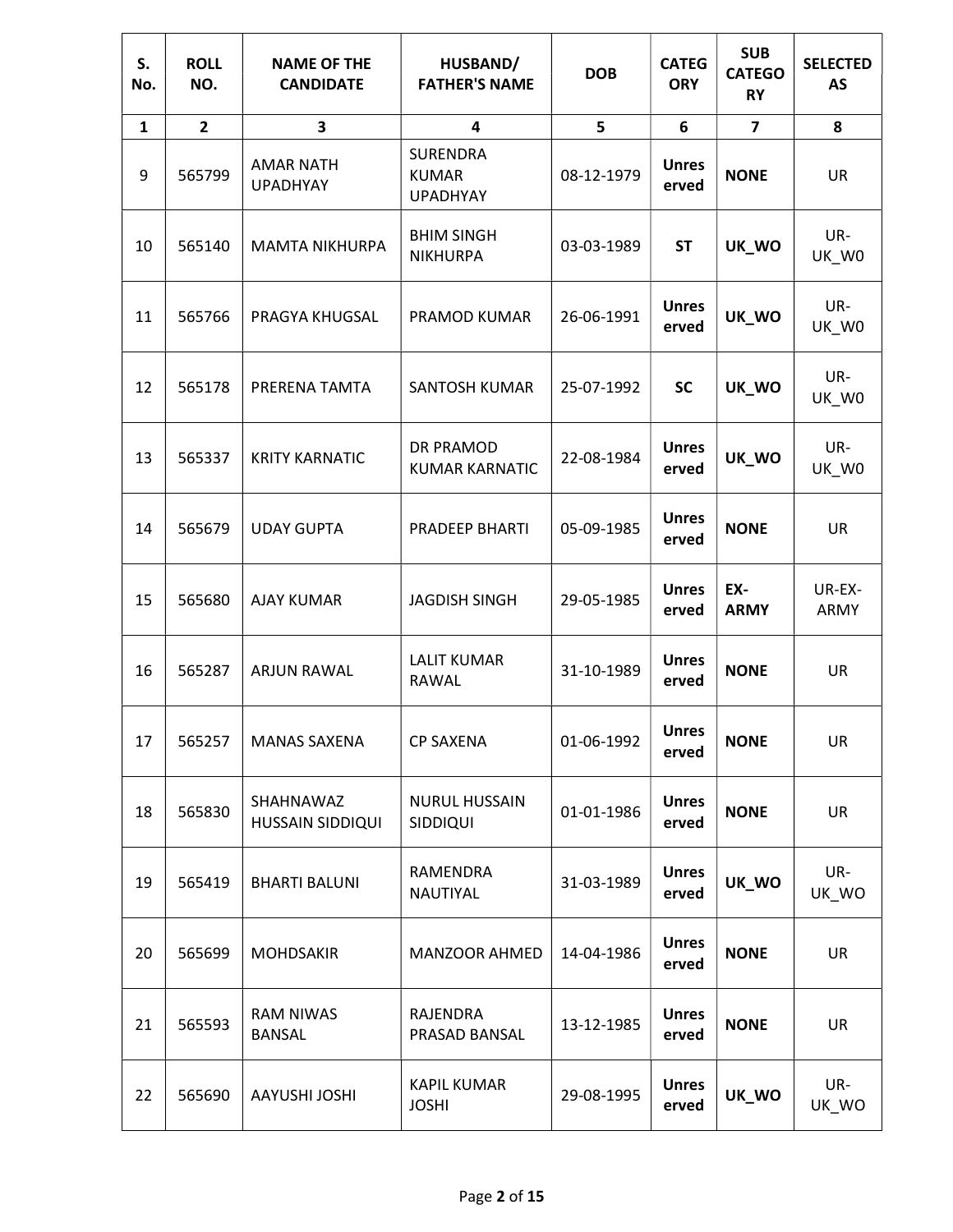| S. No. | ROLL NO. | NAME OF THE CANDIDATE | HUSBAND/ FATHER'S NAME | DOB | CATEGORY | SUB CATEGORY | SELECTED AS |
|---|---|---|---|---|---|---|---|
| 1 | 2 | 3 | 4 | 5 | 6 | 7 | 8 |
| 9 | 565799 | AMAR NATH UPADHYAY | SURENDRA KUMAR UPADHYAY | 08-12-1979 | **Unreserved** | **NONE** | UR |
| 10 | 565140 | MAMTA NIKHURPA | BHIM SINGH NIKHURPA | 03-03-1989 | **ST** | **UK_WO** | UR-UK_W0 |
| 11 | 565766 | PRAGYA KHUGSAL | PRAMOD KUMAR | 26-06-1991 | **Unreserved** | **UK_WO** | UR-UK_W0 |
| 12 | 565178 | PRERENA TAMTA | SANTOSH KUMAR | 25-07-1992 | **SC** | **UK_WO** | UR-UK_W0 |
| 13 | 565337 | KRITY KARNATIC | DR PRAMOD KUMAR KARNATIC | 22-08-1984 | **Unreserved** | **UK_WO** | UR-UK_W0 |
| 14 | 565679 | UDAY GUPTA | PRADEEP BHARTI | 05-09-1985 | **Unreserved** | **NONE** | UR |
| 15 | 565680 | AJAY KUMAR | JAGDISH SINGH | 29-05-1985 | **Unreserved** | **EX-ARMY** | UR-EX-ARMY |
| 16 | 565287 | ARJUN RAWAL | LALIT KUMAR RAWAL | 31-10-1989 | **Unreserved** | **NONE** | UR |
| 17 | 565257 | MANAS SAXENA | CP SAXENA | 01-06-1992 | **Unreserved** | **NONE** | UR |
| 18 | 565830 | SHAHNAWAZ HUSSAIN SIDDIQUI | NURUL HUSSAIN SIDDIQUI | 01-01-1986 | **Unreserved** | **NONE** | UR |
| 19 | 565419 | BHARTI BALUNI | RAMENDRA NAUTIYAL | 31-03-1989 | **Unreserved** | **UK_WO** | UR-UK_WO |
| 20 | 565699 | MOHDSAKIR | MANZOOR AHMED | 14-04-1986 | **Unreserved** | **NONE** | UR |
| 21 | 565593 | RAM NIWAS BANSAL | RAJENDRA PRASAD BANSAL | 13-12-1985 | **Unreserved** | **NONE** | UR |
| 22 | 565690 | AAYUSHI JOSHI | KAPIL KUMAR JOSHI | 29-08-1995 | **Unreserved** | **UK_WO** | UR-UK_WO |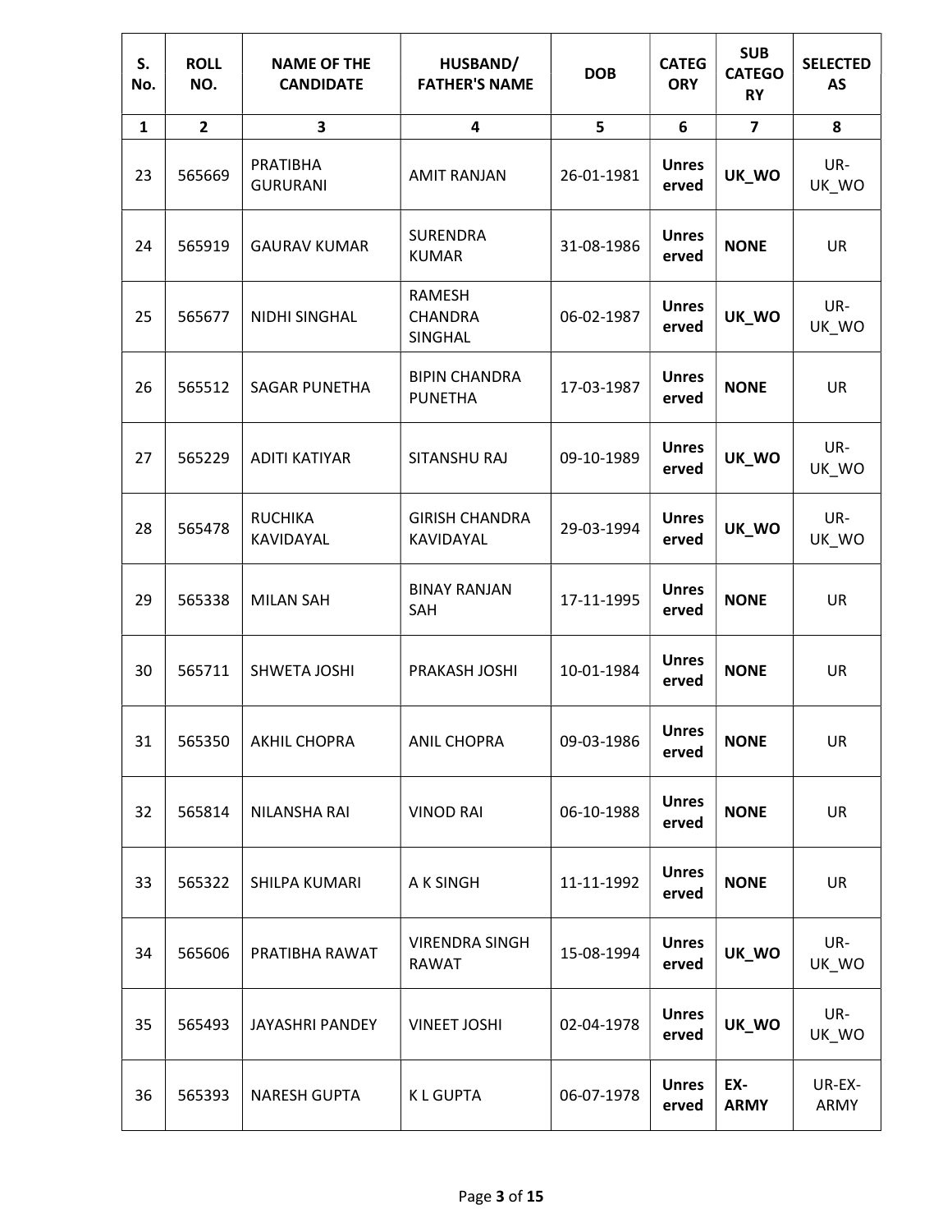| S. No. | ROLL NO. | NAME OF THE CANDIDATE | HUSBAND/ FATHER'S NAME | DOB | CATEGORY | SUB CATEGORY | SELECTED AS |
|---|---|---|---|---|---|---|---|
| 1 | 2 | 3 | 4 | 5 | 6 | 7 | 8 |
| 23 | 565669 | PRATIBHA GURURANI | AMIT RANJAN | 26-01-1981 | **Unreserved** | **UK_WO** | UR-UK_WO |
| 24 | 565919 | GAURAV KUMAR | SURENDRA KUMAR | 31-08-1986 | **Unreserved** | **NONE** | UR |
| 25 | 565677 | NIDHI SINGHAL | RAMESH CHANDRA SINGHAL | 06-02-1987 | **Unreserved** | **UK_WO** | UR-UK_WO |
| 26 | 565512 | SAGAR PUNETHA | BIPIN CHANDRA PUNETHA | 17-03-1987 | **Unreserved** | **NONE** | UR |
| 27 | 565229 | ADITI KATIYAR | SITANSHU RAJ | 09-10-1989 | **Unreserved** | **UK_WO** | UR-UK_WO |
| 28 | 565478 | RUCHIKA KAVIDAYAL | GIRISH CHANDRA KAVIDAYAL | 29-03-1994 | **Unreserved** | **UK_WO** | UR-UK_WO |
| 29 | 565338 | MILAN SAH | BINAY RANJAN SAH | 17-11-1995 | **Unreserved** | **NONE** | UR |
| 30 | 565711 | SHWETA JOSHI | PRAKASH JOSHI | 10-01-1984 | **Unreserved** | **NONE** | UR |
| 31 | 565350 | AKHIL CHOPRA | ANIL CHOPRA | 09-03-1986 | **Unreserved** | **NONE** | UR |
| 32 | 565814 | NILANSHA RAI | VINOD RAI | 06-10-1988 | **Unreserved** | **NONE** | UR |
| 33 | 565322 | SHILPA KUMARI | A K SINGH | 11-11-1992 | **Unreserved** | **NONE** | UR |
| 34 | 565606 | PRATIBHA RAWAT | VIRENDRA SINGH RAWAT | 15-08-1994 | **Unreserved** | **UK_WO** | UR-UK_WO |
| 35 | 565493 | JAYASHRI PANDEY | VINEET JOSHI | 02-04-1978 | **Unreserved** | **UK_WO** | UR-UK_WO |
| 36 | 565393 | NARESH GUPTA | K L GUPTA | 06-07-1978 | **Unreserved** | **EX-ARMY** | UR-EX-ARMY |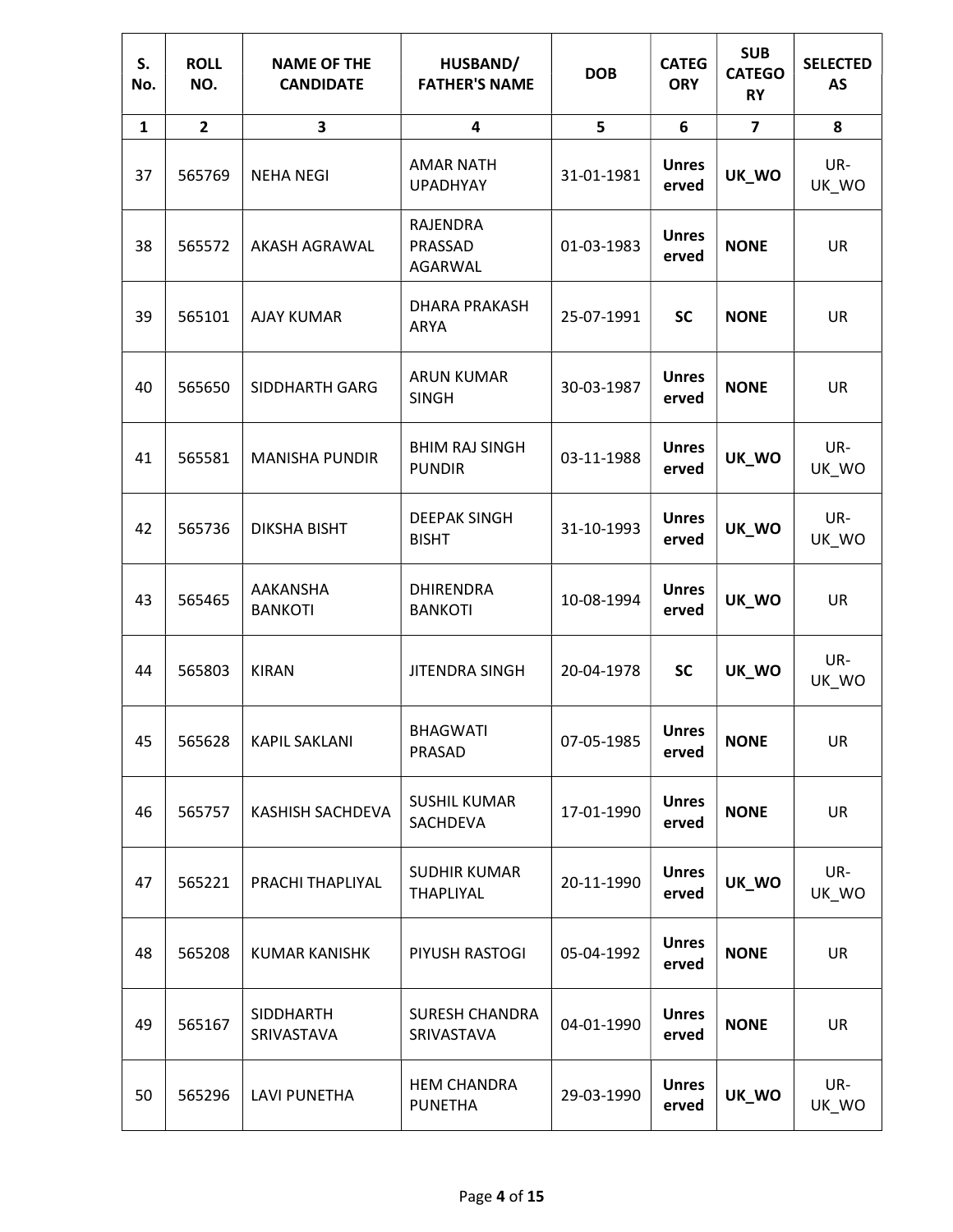| S. No. | ROLL NO. | NAME OF THE CANDIDATE | HUSBAND/ FATHER'S NAME | DOB | CATEGORY | SUB CATEGORY | SELECTED AS |
|---|---|---|---|---|---|---|---|
| 1 | 2 | 3 | 4 | 5 | 6 | 7 | 8 |
| 37 | 565769 | NEHA NEGI | AMAR NATH UPADHYAY | 31-01-1981 | **Unreserved** | **UK_WO** | UR-UK_WO |
| 38 | 565572 | AKASH AGRAWAL | RAJENDRA PRASSAD AGARWAL | 01-03-1983 | **Unreserved** | **NONE** | UR |
| 39 | 565101 | AJAY KUMAR | DHARA PRAKASH ARYA | 25-07-1991 | **SC** | **NONE** | UR |
| 40 | 565650 | SIDDHARTH GARG | ARUN KUMAR SINGH | 30-03-1987 | **Unreserved** | **NONE** | UR |
| 41 | 565581 | MANISHA PUNDIR | BHIM RAJ SINGH PUNDIR | 03-11-1988 | **Unreserved** | **UK_WO** | UR-UK_WO |
| 42 | 565736 | DIKSHA BISHT | DEEPAK SINGH BISHT | 31-10-1993 | **Unreserved** | **UK_WO** | UR-UK_WO |
| 43 | 565465 | AAKANSHA BANKOTI | DHIRENDRA BANKOTI | 10-08-1994 | **Unreserved** | **UK_WO** | UR |
| 44 | 565803 | KIRAN | JITENDRA SINGH | 20-04-1978 | **SC** | **UK_WO** | UR-UK_WO |
| 45 | 565628 | KAPIL SAKLANI | BHAGWATI PRASAD | 07-05-1985 | **Unreserved** | **NONE** | UR |
| 46 | 565757 | KASHISH SACHDEVA | SUSHIL KUMAR SACHDEVA | 17-01-1990 | **Unreserved** | **NONE** | UR |
| 47 | 565221 | PRACHI THAPLIYAL | SUDHIR KUMAR THAPLIYAL | 20-11-1990 | **Unreserved** | **UK_WO** | UR-UK_WO |
| 48 | 565208 | KUMAR KANISHK | PIYUSH RASTOGI | 05-04-1992 | **Unreserved** | **NONE** | UR |
| 49 | 565167 | SIDDHARTH SRIVASTAVA | SURESH CHANDRA SRIVASTAVA | 04-01-1990 | **Unreserved** | **NONE** | UR |
| 50 | 565296 | LAVI PUNETHA | HEM CHANDRA PUNETHA | 29-03-1990 | **Unreserved** | **UK_WO** | UR-UK_WO |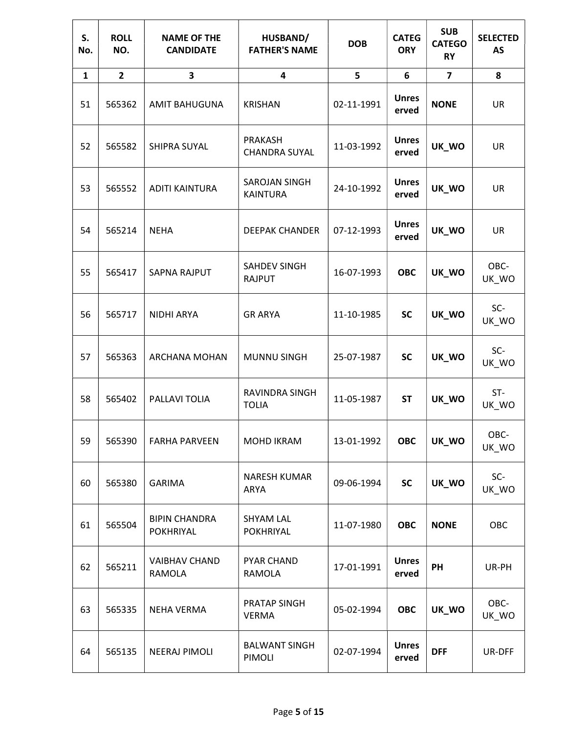| S. No. | ROLL NO. | NAME OF THE CANDIDATE | HUSBAND/ FATHER'S NAME | DOB | CATEGORY | SUB CATEGORY | SELECTED AS |
|---|---|---|---|---|---|---|---|
| 1 | 2 | 3 | 4 | 5 | 6 | 7 | 8 |
| 51 | 565362 | AMIT BAHUGUNA | KRISHAN | 02-11-1991 | **Unreserved** | **NONE** | UR |
| 52 | 565582 | SHIPRA SUYAL | PRAKASH CHANDRA SUYAL | 11-03-1992 | **Unreserved** | **UK_WO** | UR |
| 53 | 565552 | ADITI KAINTURA | SAROJAN SINGH KAINTURA | 24-10-1992 | **Unreserved** | **UK_WO** | UR |
| 54 | 565214 | NEHA | DEEPAK CHANDER | 07-12-1993 | **Unreserved** | **UK_WO** | UR |
| 55 | 565417 | SAPNA RAJPUT | SAHDEV SINGH RAJPUT | 16-07-1993 | **OBC** | **UK_WO** | OBC-UK_WO |
| 56 | 565717 | NIDHI ARYA | GR ARYA | 11-10-1985 | **SC** | **UK_WO** | SC-UK_WO |
| 57 | 565363 | ARCHANA MOHAN | MUNNU SINGH | 25-07-1987 | **SC** | **UK_WO** | SC-UK_WO |
| 58 | 565402 | PALLAVI TOLIA | RAVINDRA SINGH TOLIA | 11-05-1987 | **ST** | **UK_WO** | ST-UK_WO |
| 59 | 565390 | FARHA PARVEEN | MOHD IKRAM | 13-01-1992 | **OBC** | **UK_WO** | OBC-UK_WO |
| 60 | 565380 | GARIMA | NARESH KUMAR ARYA | 09-06-1994 | **SC** | **UK_WO** | SC-UK_WO |
| 61 | 565504 | BIPIN CHANDRA POKHRIYAL | SHYAM LAL POKHRIYAL | 11-07-1980 | **OBC** | **NONE** | OBC |
| 62 | 565211 | VAIBHAV CHAND RAMOLA | PYAR CHAND RAMOLA | 17-01-1991 | **Unreserved** | **PH** | UR-PH |
| 63 | 565335 | NEHA VERMA | PRATAP SINGH VERMA | 05-02-1994 | **OBC** | **UK_WO** | OBC-UK_WO |
| 64 | 565135 | NEERAJ PIMOLI | BALWANT SINGH PIMOLI | 02-07-1994 | **Unreserved** | **DFF** | UR-DFF |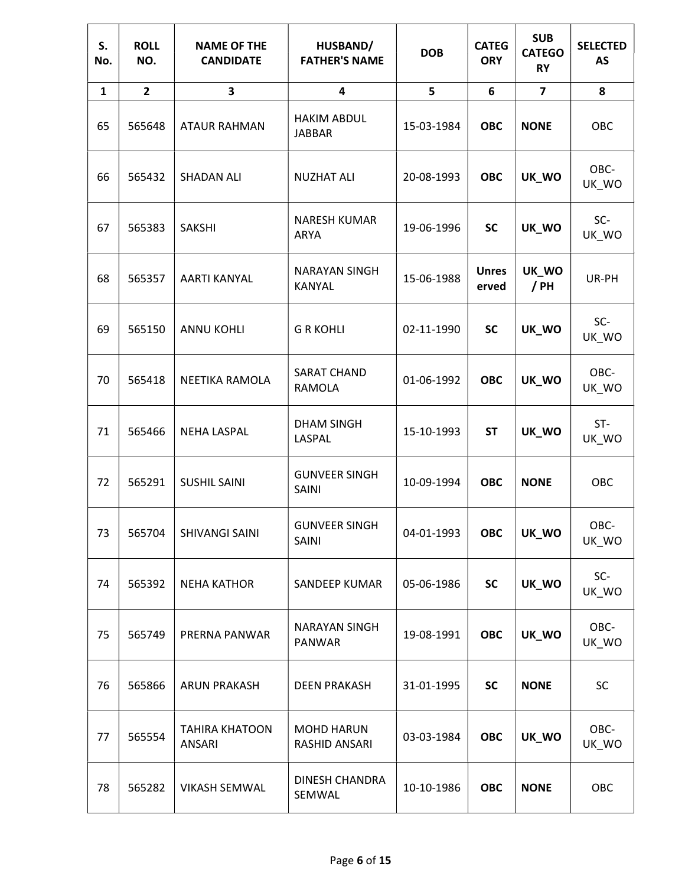| S. No. | ROLL NO. | NAME OF THE CANDIDATE | HUSBAND/ FATHER'S NAME | DOB | CATEGORY | SUB CATEGORY | SELECTED AS |
|---|---|---|---|---|---|---|---|
| 1 | 2 | 3 | 4 | 5 | 6 | 7 | 8 |
| 65 | 565648 | ATAUR RAHMAN | HAKIM ABDUL JABBAR | 15-03-1984 | **OBC** | **NONE** | OBC |
| 66 | 565432 | SHADAN ALI | NUZHAT ALI | 20-08-1993 | **OBC** | **UK_WO** | OBC-UK_WO |
| 67 | 565383 | SAKSHI | NARESH KUMAR ARYA | 19-06-1996 | **SC** | **UK_WO** | SC-UK_WO |
| 68 | 565357 | AARTI KANYAL | NARAYAN SINGH KANYAL | 15-06-1988 | **Unreserved** | **UK_WO / PH** | UR-PH |
| 69 | 565150 | ANNU KOHLI | G R KOHLI | 02-11-1990 | **SC** | **UK_WO** | SC-UK_WO |
| 70 | 565418 | NEETIKA RAMOLA | SARAT CHAND RAMOLA | 01-06-1992 | **OBC** | **UK_WO** | OBC-UK_WO |
| 71 | 565466 | NEHA LASPAL | DHAM SINGH LASPAL | 15-10-1993 | **ST** | **UK_WO** | ST-UK_WO |
| 72 | 565291 | SUSHIL SAINI | GUNVEER SINGH SAINI | 10-09-1994 | **OBC** | **NONE** | OBC |
| 73 | 565704 | SHIVANGI SAINI | GUNVEER SINGH SAINI | 04-01-1993 | **OBC** | **UK_WO** | OBC-UK_WO |
| 74 | 565392 | NEHA KATHOR | SANDEEP KUMAR | 05-06-1986 | **SC** | **UK_WO** | SC-UK_WO |
| 75 | 565749 | PRERNA PANWAR | NARAYAN SINGH PANWAR | 19-08-1991 | **OBC** | **UK_WO** | OBC-UK_WO |
| 76 | 565866 | ARUN PRAKASH | DEEN PRAKASH | 31-01-1995 | **SC** | **NONE** | SC |
| 77 | 565554 | TAHIRA KHATOON ANSARI | MOHD HARUN RASHID ANSARI | 03-03-1984 | **OBC** | **UK_WO** | OBC-UK_WO |
| 78 | 565282 | VIKASH SEMWAL | DINESH CHANDRA SEMWAL | 10-10-1986 | **OBC** | **NONE** | OBC |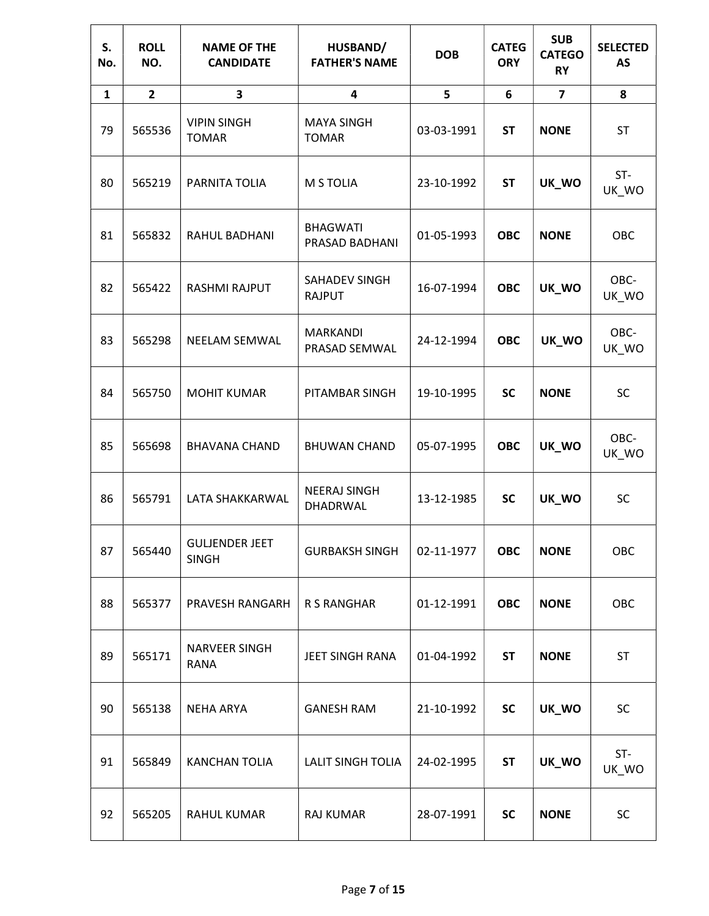| S. No. | ROLL NO. | NAME OF THE CANDIDATE | HUSBAND/ FATHER'S NAME | DOB | CATEGORY | SUB CATEGORY | SELECTED AS |
|---|---|---|---|---|---|---|---|
| 1 | 2 | 3 | 4 | 5 | 6 | 7 | 8 |
| 79 | 565536 | VIPIN SINGH TOMAR | MAYA SINGH TOMAR | 03-03-1991 | **ST** | **NONE** | ST |
| 80 | 565219 | PARNITA TOLIA | M S TOLIA | 23-10-1992 | **ST** | **UK_WO** | ST-UK_WO |
| 81 | 565832 | RAHUL BADHANI | BHAGWATI PRASAD BADHANI | 01-05-1993 | **OBC** | **NONE** | OBC |
| 82 | 565422 | RASHMI RAJPUT | SAHADEV SINGH RAJPUT | 16-07-1994 | **OBC** | **UK_WO** | OBC-UK_WO |
| 83 | 565298 | NEELAM SEMWAL | MARKANDI PRASAD SEMWAL | 24-12-1994 | **OBC** | **UK_WO** | OBC-UK_WO |
| 84 | 565750 | MOHIT KUMAR | PITAMBAR SINGH | 19-10-1995 | **SC** | **NONE** | SC |
| 85 | 565698 | BHAVANA CHAND | BHUWAN CHAND | 05-07-1995 | **OBC** | **UK_WO** | OBC-UK_WO |
| 86 | 565791 | LATA SHAKKARWAL | NEERAJ SINGH DHADRWAL | 13-12-1985 | **SC** | **UK_WO** | SC |
| 87 | 565440 | GULJENDER JEET SINGH | GURBAKSH SINGH | 02-11-1977 | **OBC** | **NONE** | OBC |
| 88 | 565377 | PRAVESH RANGARH | R S RANGHAR | 01-12-1991 | **OBC** | **NONE** | OBC |
| 89 | 565171 | NARVEER SINGH RANA | JEET SINGH RANA | 01-04-1992 | **ST** | **NONE** | ST |
| 90 | 565138 | NEHA ARYA | GANESH RAM | 21-10-1992 | **SC** | **UK_WO** | SC |
| 91 | 565849 | KANCHAN TOLIA | LALIT SINGH TOLIA | 24-02-1995 | **ST** | **UK_WO** | ST-UK_WO |
| 92 | 565205 | RAHUL KUMAR | RAJ KUMAR | 28-07-1991 | **SC** | **NONE** | SC |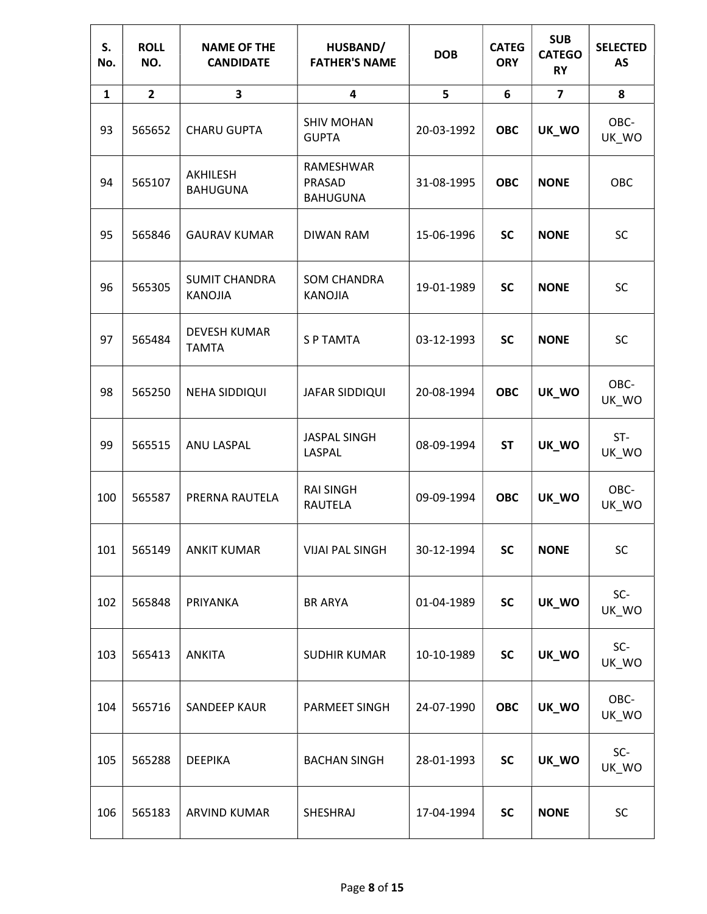| S. No. | ROLL NO. | NAME OF THE CANDIDATE | HUSBAND/ FATHER'S NAME | DOB | CATEGORY | SUB CATEGORY | SELECTED AS |
|---|---|---|---|---|---|---|---|
| 1 | 2 | 3 | 4 | 5 | 6 | 7 | 8 |
| 93 | 565652 | CHARU GUPTA | SHIV MOHAN GUPTA | 20-03-1992 | **OBC** | **UK_WO** | OBC-UK_WO |
| 94 | 565107 | AKHILESH BAHUGUNA | RAMESHWAR PRASAD BAHUGUNA | 31-08-1995 | **OBC** | **NONE** | OBC |
| 95 | 565846 | GAURAV KUMAR | DIWAN RAM | 15-06-1996 | **SC** | **NONE** | SC |
| 96 | 565305 | SUMIT CHANDRA KANOJIA | SOM CHANDRA KANOJIA | 19-01-1989 | **SC** | **NONE** | SC |
| 97 | 565484 | DEVESH KUMAR TAMTA | S P TAMTA | 03-12-1993 | **SC** | **NONE** | SC |
| 98 | 565250 | NEHA SIDDIQUI | JAFAR SIDDIQUI | 20-08-1994 | **OBC** | **UK_WO** | OBC-UK_WO |
| 99 | 565515 | ANU LASPAL | JASPAL SINGH LASPAL | 08-09-1994 | **ST** | **UK_WO** | ST-UK_WO |
| 100 | 565587 | PRERNA RAUTELA | RAI SINGH RAUTELA | 09-09-1994 | **OBC** | **UK_WO** | OBC-UK_WO |
| 101 | 565149 | ANKIT KUMAR | VIJAI PAL SINGH | 30-12-1994 | **SC** | **NONE** | SC |
| 102 | 565848 | PRIYANKA | BR ARYA | 01-04-1989 | **SC** | **UK_WO** | SC-UK_WO |
| 103 | 565413 | ANKITA | SUDHIR KUMAR | 10-10-1989 | **SC** | **UK_WO** | SC-UK_WO |
| 104 | 565716 | SANDEEP KAUR | PARMEET SINGH | 24-07-1990 | **OBC** | **UK_WO** | OBC-UK_WO |
| 105 | 565288 | DEEPIKA | BACHAN SINGH | 28-01-1993 | **SC** | **UK_WO** | SC-UK_WO |
| 106 | 565183 | ARVIND KUMAR | SHESHRAJ | 17-04-1994 | **SC** | **NONE** | SC |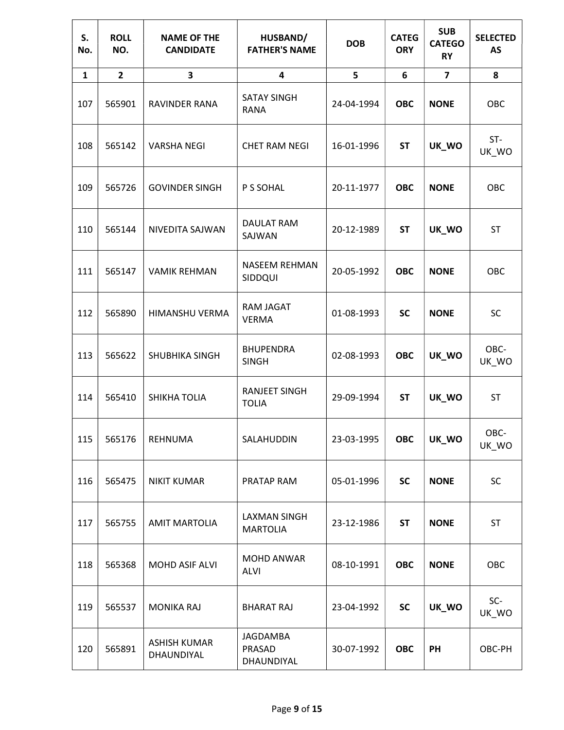| S. No. | ROLL NO. | NAME OF THE CANDIDATE | HUSBAND/ FATHER'S NAME | DOB | CATEGORY | SUB CATEGORY | SELECTED AS |
|---|---|---|---|---|---|---|---|
| 1 | 2 | 3 | 4 | 5 | 6 | 7 | 8 |
| 107 | 565901 | RAVINDER RANA | SATAY SINGH RANA | 24-04-1994 | **OBC** | **NONE** | OBC |
| 108 | 565142 | VARSHA NEGI | CHET RAM NEGI | 16-01-1996 | **ST** | **UK_WO** | ST-UK_WO |
| 109 | 565726 | GOVINDER SINGH | P S SOHAL | 20-11-1977 | **OBC** | **NONE** | OBC |
| 110 | 565144 | NIVEDITA SAJWAN | DAULAT RAM SAJWAN | 20-12-1989 | **ST** | **UK_WO** | ST |
| 111 | 565147 | VAMIK REHMAN | NASEEM REHMAN SIDDQUI | 20-05-1992 | **OBC** | **NONE** | OBC |
| 112 | 565890 | HIMANSHU VERMA | RAM JAGAT VERMA | 01-08-1993 | **SC** | **NONE** | SC |
| 113 | 565622 | SHUBHIKA SINGH | BHUPENDRA SINGH | 02-08-1993 | **OBC** | **UK_WO** | OBC-UK_WO |
| 114 | 565410 | SHIKHA TOLIA | RANJEET SINGH TOLIA | 29-09-1994 | **ST** | **UK_WO** | ST |
| 115 | 565176 | REHNUMA | SALAHUDDIN | 23-03-1995 | **OBC** | **UK_WO** | OBC-UK_WO |
| 116 | 565475 | NIKIT KUMAR | PRATAP RAM | 05-01-1996 | **SC** | **NONE** | SC |
| 117 | 565755 | AMIT MARTOLIA | LAXMAN SINGH MARTOLIA | 23-12-1986 | **ST** | **NONE** | ST |
| 118 | 565368 | MOHD ASIF ALVI | MOHD ANWAR ALVI | 08-10-1991 | **OBC** | **NONE** | OBC |
| 119 | 565537 | MONIKA RAJ | BHARAT RAJ | 23-04-1992 | **SC** | **UK_WO** | SC-UK_WO |
| 120 | 565891 | ASHISH KUMAR DHAUNDIYAL | JAGDAMBA PRASAD DHAUNDIYAL | 30-07-1992 | **OBC** | **PH** | OBC-PH |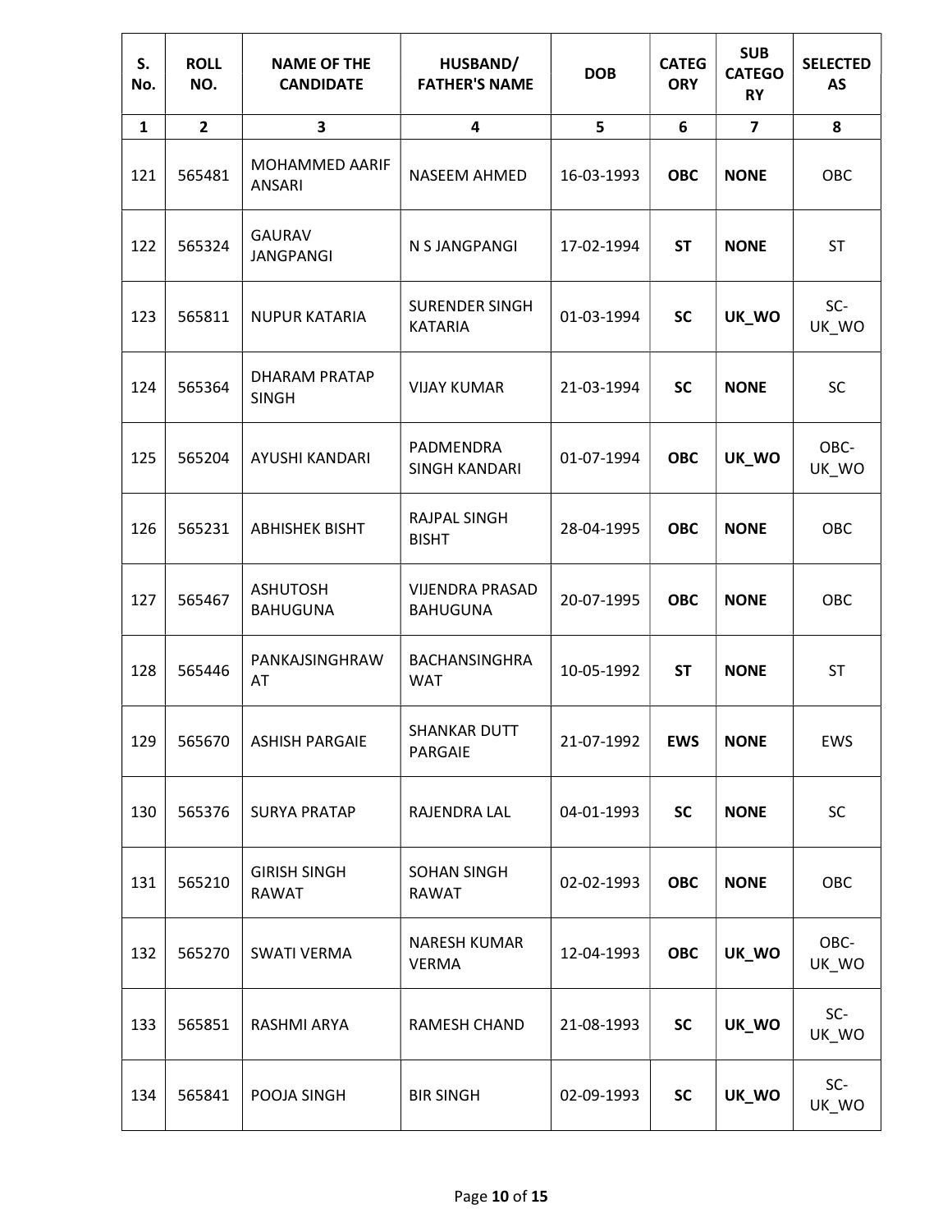| S. No. | ROLL NO. | NAME OF THE CANDIDATE | HUSBAND/ FATHER'S NAME | DOB | CATEGORY | SUB CATEGORY | SELECTED AS |
|---|---|---|---|---|---|---|---|
| 1 | 2 | 3 | 4 | 5 | 6 | 7 | 8 |
| 121 | 565481 | MOHAMMED AARIF ANSARI | NASEEM AHMED | 16-03-1993 | **OBC** | **NONE** | OBC |
| 122 | 565324 | GAURAV JANGPANGI | N S JANGPANGI | 17-02-1994 | **ST** | **NONE** | ST |
| 123 | 565811 | NUPUR KATARIA | SURENDER SINGH KATARIA | 01-03-1994 | **SC** | **UK_WO** | SC-UK_WO |
| 124 | 565364 | DHARAM PRATAP SINGH | VIJAY KUMAR | 21-03-1994 | **SC** | **NONE** | SC |
| 125 | 565204 | AYUSHI KANDARI | PADMENDRA SINGH KANDARI | 01-07-1994 | **OBC** | **UK_WO** | OBC-UK_WO |
| 126 | 565231 | ABHISHEK BISHT | RAJPAL SINGH BISHT | 28-04-1995 | **OBC** | **NONE** | OBC |
| 127 | 565467 | ASHUTOSH BAHUGUNA | VIJENDRA PRASAD BAHUGUNA | 20-07-1995 | **OBC** | **NONE** | OBC |
| 128 | 565446 | PANKAJSINGHRAWAT | BACHANSINGHRAWAT | 10-05-1992 | **ST** | **NONE** | ST |
| 129 | 565670 | ASHISH PARGAIE | SHANKAR DUTT PARGAIE | 21-07-1992 | **EWS** | **NONE** | EWS |
| 130 | 565376 | SURYA PRATAP | RAJENDRA LAL | 04-01-1993 | **SC** | **NONE** | SC |
| 131 | 565210 | GIRISH SINGH RAWAT | SOHAN SINGH RAWAT | 02-02-1993 | **OBC** | **NONE** | OBC |
| 132 | 565270 | SWATI VERMA | NARESH KUMAR VERMA | 12-04-1993 | **OBC** | **UK_WO** | OBC-UK_WO |
| 133 | 565851 | RASHMI ARYA | RAMESH CHAND | 21-08-1993 | **SC** | **UK_WO** | SC-UK_WO |
| 134 | 565841 | POOJA SINGH | BIR SINGH | 02-09-1993 | **SC** | **UK_WO** | SC-UK_WO |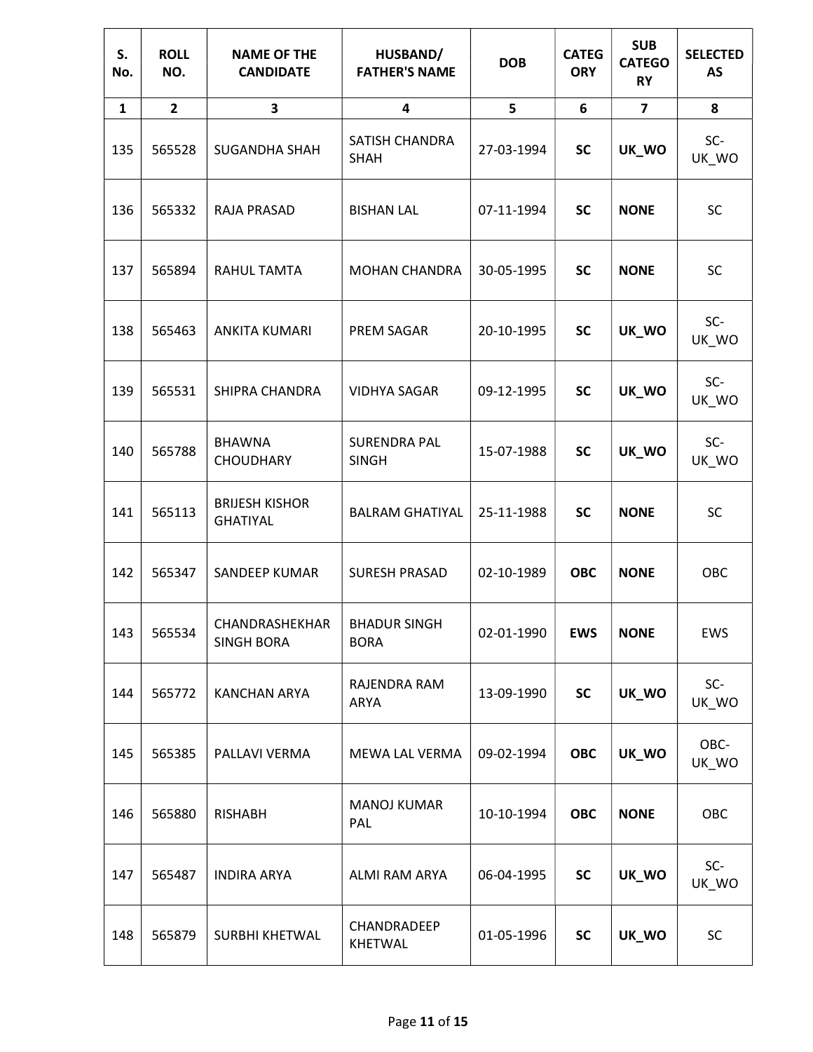| S. No. | ROLL NO. | NAME OF THE CANDIDATE | HUSBAND/ FATHER'S NAME | DOB | CATEGORY | SUB CATEGORY | SELECTED AS |
|---|---|---|---|---|---|---|---|
| 1 | 2 | 3 | 4 | 5 | 6 | 7 | 8 |
| 135 | 565528 | SUGANDHA SHAH | SATISH CHANDRA SHAH | 27-03-1994 | **SC** | **UK_WO** | SC-UK_WO |
| 136 | 565332 | RAJA PRASAD | BISHAN LAL | 07-11-1994 | **SC** | **NONE** | SC |
| 137 | 565894 | RAHUL TAMTA | MOHAN CHANDRA | 30-05-1995 | **SC** | **NONE** | SC |
| 138 | 565463 | ANKITA KUMARI | PREM SAGAR | 20-10-1995 | **SC** | **UK_WO** | SC-UK_WO |
| 139 | 565531 | SHIPRA CHANDRA | VIDHYA SAGAR | 09-12-1995 | **SC** | **UK_WO** | SC-UK_WO |
| 140 | 565788 | BHAWNA CHOUDHARY | SURENDRA PAL SINGH | 15-07-1988 | **SC** | **UK_WO** | SC-UK_WO |
| 141 | 565113 | BRIJESH KISHOR GHATIYAL | BALRAM GHATIYAL | 25-11-1988 | **SC** | **NONE** | SC |
| 142 | 565347 | SANDEEP KUMAR | SURESH PRASAD | 02-10-1989 | **OBC** | **NONE** | OBC |
| 143 | 565534 | CHANDRASHEKHAR SINGH BORA | BHADUR SINGH BORA | 02-01-1990 | **EWS** | **NONE** | EWS |
| 144 | 565772 | KANCHAN ARYA | RAJENDRA RAM ARYA | 13-09-1990 | **SC** | **UK_WO** | SC-UK_WO |
| 145 | 565385 | PALLAVI VERMA | MEWA LAL VERMA | 09-02-1994 | **OBC** | **UK_WO** | OBC-UK_WO |
| 146 | 565880 | RISHABH | MANOJ KUMAR PAL | 10-10-1994 | **OBC** | **NONE** | OBC |
| 147 | 565487 | INDIRA ARYA | ALMI RAM ARYA | 06-04-1995 | **SC** | **UK_WO** | SC-UK_WO |
| 148 | 565879 | SURBHI KHETWAL | CHANDRADEEP KHETWAL | 01-05-1996 | **SC** | **UK_WO** | SC |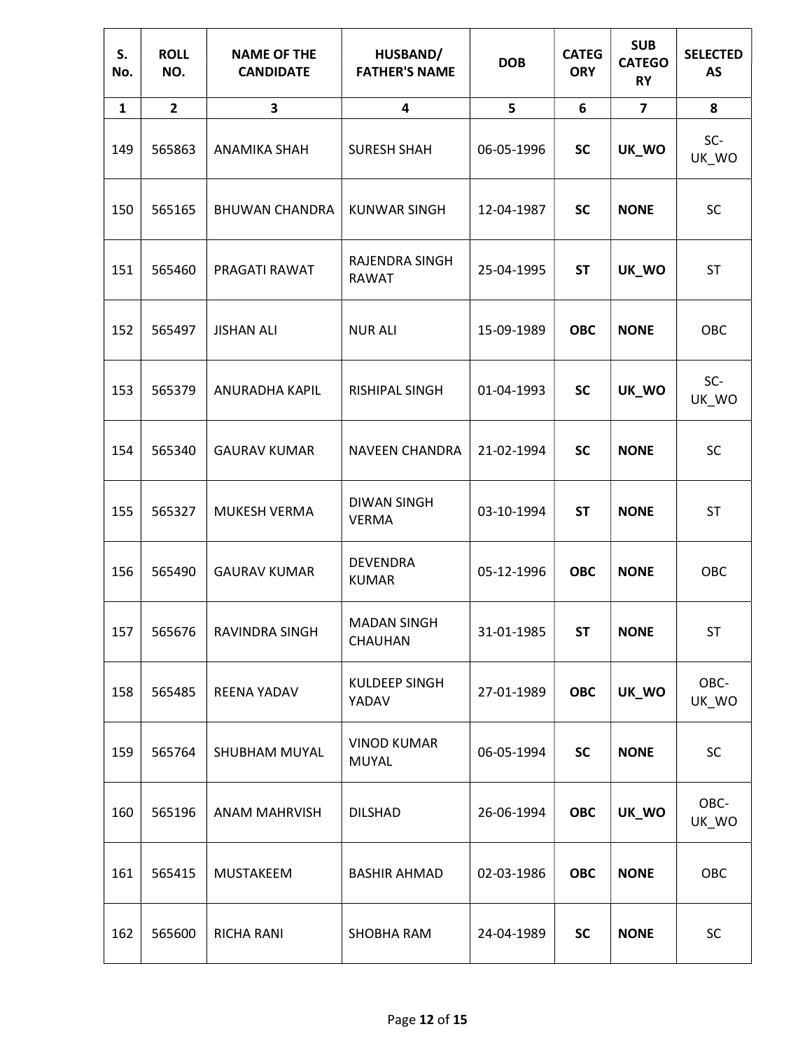| S. No. | ROLL NO. | NAME OF THE CANDIDATE | HUSBAND/ FATHER'S NAME | DOB | CATEGORY | SUB CATEGORY | SELECTED AS |
|---|---|---|---|---|---|---|---|
| 1 | 2 | 3 | 4 | 5 | 6 | 7 | 8 |
| 149 | 565863 | ANAMIKA SHAH | SURESH SHAH | 06-05-1996 | **SC** | **UK_WO** | SC-UK_WO |
| 150 | 565165 | BHUWAN CHANDRA | KUNWAR SINGH | 12-04-1987 | **SC** | **NONE** | SC |
| 151 | 565460 | PRAGATI RAWAT | RAJENDRA SINGH RAWAT | 25-04-1995 | **ST** | **UK_WO** | ST |
| 152 | 565497 | JISHAN ALI | NUR ALI | 15-09-1989 | **OBC** | **NONE** | OBC |
| 153 | 565379 | ANURADHA KAPIL | RISHIPAL SINGH | 01-04-1993 | **SC** | **UK_WO** | SC-UK_WO |
| 154 | 565340 | GAURAV KUMAR | NAVEEN CHANDRA | 21-02-1994 | **SC** | **NONE** | SC |
| 155 | 565327 | MUKESH VERMA | DIWAN SINGH VERMA | 03-10-1994 | **ST** | **NONE** | ST |
| 156 | 565490 | GAURAV KUMAR | DEVENDRA KUMAR | 05-12-1996 | **OBC** | **NONE** | OBC |
| 157 | 565676 | RAVINDRA SINGH | MADAN SINGH CHAUHAN | 31-01-1985 | **ST** | **NONE** | ST |
| 158 | 565485 | REENA YADAV | KULDEEP SINGH YADAV | 27-01-1989 | **OBC** | **UK_WO** | OBC-UK_WO |
| 159 | 565764 | SHUBHAM MUYAL | VINOD KUMAR MUYAL | 06-05-1994 | **SC** | **NONE** | SC |
| 160 | 565196 | ANAM MAHRVISH | DILSHAD | 26-06-1994 | **OBC** | **UK_WO** | OBC-UK_WO |
| 161 | 565415 | MUSTAKEEM | BASHIR AHMAD | 02-03-1986 | **OBC** | **NONE** | OBC |
| 162 | 565600 | RICHA RANI | SHOBHA RAM | 24-04-1989 | **SC** | **NONE** | SC |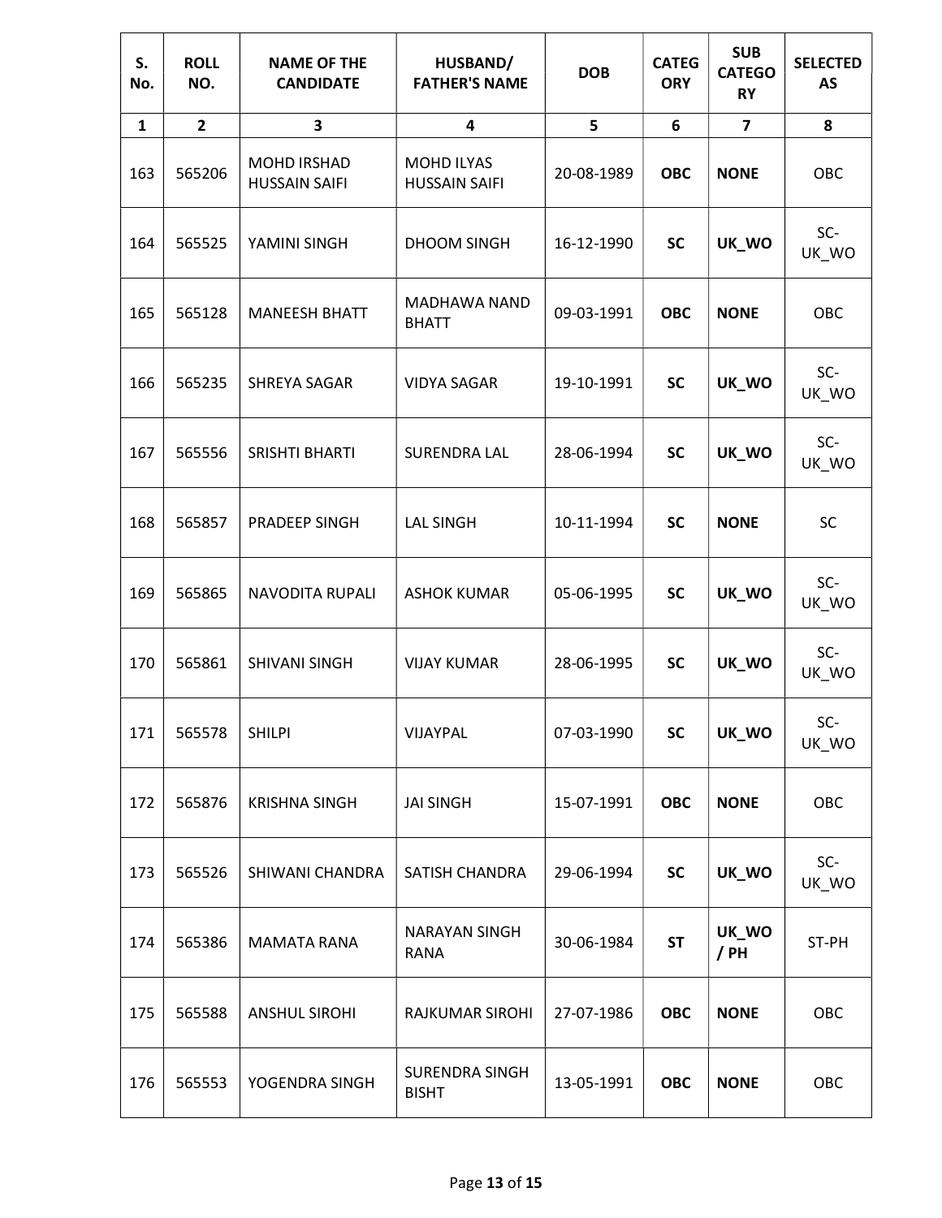| S. No. | ROLL NO. | NAME OF THE CANDIDATE | HUSBAND/ FATHER'S NAME | DOB | CATEGORY | SUB CATEGORY | SELECTED AS |
|---|---|---|---|---|---|---|---|
| 1 | 2 | 3 | 4 | 5 | 6 | 7 | 8 |
| 163 | 565206 | MOHD IRSHAD HUSSAIN SAIFI | MOHD ILYAS HUSSAIN SAIFI | 20-08-1989 | **OBC** | **NONE** | OBC |
| 164 | 565525 | YAMINI SINGH | DHOOM SINGH | 16-12-1990 | **SC** | **UK_WO** | SC-UK_WO |
| 165 | 565128 | MANEESH BHATT | MADHAWA NAND BHATT | 09-03-1991 | **OBC** | **NONE** | OBC |
| 166 | 565235 | SHREYA SAGAR | VIDYA SAGAR | 19-10-1991 | **SC** | **UK_WO** | SC-UK_WO |
| 167 | 565556 | SRISHTI BHARTI | SURENDRA LAL | 28-06-1994 | **SC** | **UK_WO** | SC-UK_WO |
| 168 | 565857 | PRADEEP SINGH | LAL SINGH | 10-11-1994 | **SC** | **NONE** | SC |
| 169 | 565865 | NAVODITA RUPALI | ASHOK KUMAR | 05-06-1995 | **SC** | **UK_WO** | SC-UK_WO |
| 170 | 565861 | SHIVANI SINGH | VIJAY KUMAR | 28-06-1995 | **SC** | **UK_WO** | SC-UK_WO |
| 171 | 565578 | SHILPI | VIJAYPAL | 07-03-1990 | **SC** | **UK_WO** | SC-UK_WO |
| 172 | 565876 | KRISHNA SINGH | JAI SINGH | 15-07-1991 | **OBC** | **NONE** | OBC |
| 173 | 565526 | SHIWANI CHANDRA | SATISH CHANDRA | 29-06-1994 | **SC** | **UK_WO** | SC-UK_WO |
| 174 | 565386 | MAMATA RANA | NARAYAN SINGH RANA | 30-06-1984 | **ST** | **UK_WO / PH** | ST-PH |
| 175 | 565588 | ANSHUL SIROHI | RAJKUMAR SIROHI | 27-07-1986 | **OBC** | **NONE** | OBC |
| 176 | 565553 | YOGENDRA SINGH | SURENDRA SINGH BISHT | 13-05-1991 | **OBC** | **NONE** | OBC |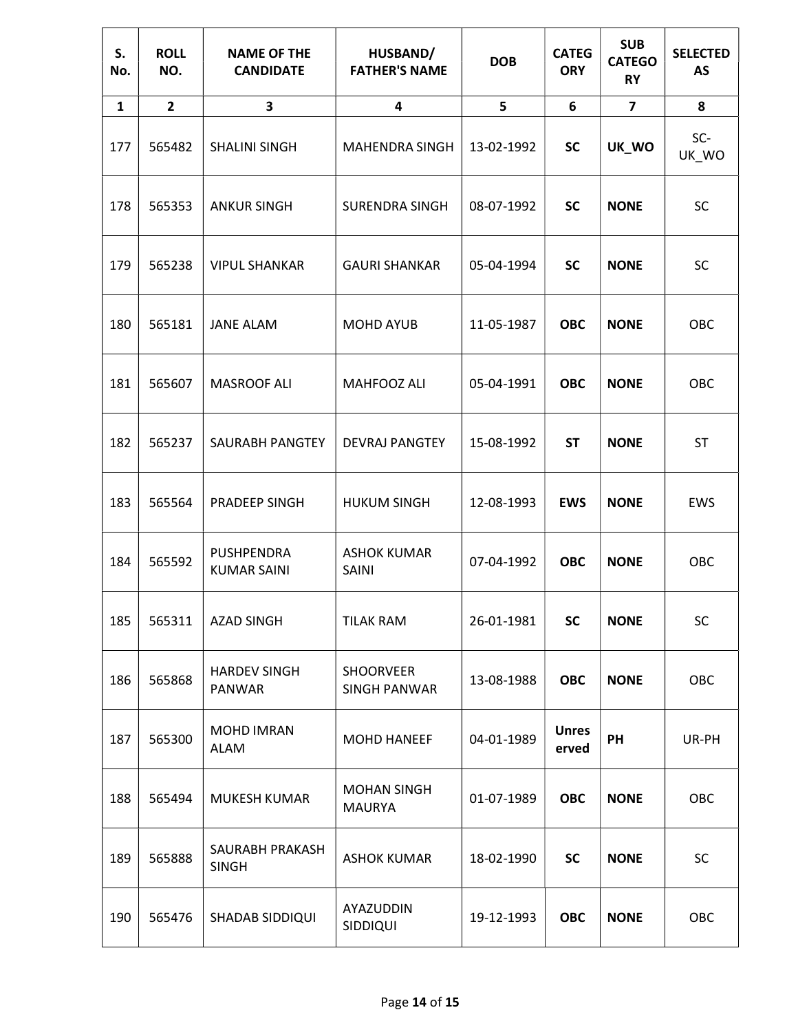| S. No. | ROLL NO. | NAME OF THE CANDIDATE | HUSBAND/ FATHER'S NAME | DOB | CATEGORY | SUB CATEGORY | SELECTED AS |
|---|---|---|---|---|---|---|---|
| 1 | 2 | 3 | 4 | 5 | 6 | 7 | 8 |
| 177 | 565482 | SHALINI SINGH | MAHENDRA SINGH | 13-02-1992 | **SC** | **UK_WO** | SC-UK_WO |
| 178 | 565353 | ANKUR SINGH | SURENDRA SINGH | 08-07-1992 | **SC** | **NONE** | SC |
| 179 | 565238 | VIPUL SHANKAR | GAURI SHANKAR | 05-04-1994 | **SC** | **NONE** | SC |
| 180 | 565181 | JANE ALAM | MOHD AYUB | 11-05-1987 | **OBC** | **NONE** | OBC |
| 181 | 565607 | MASROOF ALI | MAHFOOZ ALI | 05-04-1991 | **OBC** | **NONE** | OBC |
| 182 | 565237 | SAURABH PANGTEY | DEVRAJ PANGTEY | 15-08-1992 | **ST** | **NONE** | ST |
| 183 | 565564 | PRADEEP SINGH | HUKUM SINGH | 12-08-1993 | **EWS** | **NONE** | EWS |
| 184 | 565592 | PUSHPENDRA KUMAR SAINI | ASHOK KUMAR SAINI | 07-04-1992 | **OBC** | **NONE** | OBC |
| 185 | 565311 | AZAD SINGH | TILAK RAM | 26-01-1981 | **SC** | **NONE** | SC |
| 186 | 565868 | HARDEV SINGH PANWAR | SHOORVEER SINGH PANWAR | 13-08-1988 | **OBC** | **NONE** | OBC |
| 187 | 565300 | MOHD IMRAN ALAM | MOHD HANEEF | 04-01-1989 | **Unreserved** | **PH** | UR-PH |
| 188 | 565494 | MUKESH KUMAR | MOHAN SINGH MAURYA | 01-07-1989 | **OBC** | **NONE** | OBC |
| 189 | 565888 | SAURABH PRAKASH SINGH | ASHOK KUMAR | 18-02-1990 | **SC** | **NONE** | SC |
| 190 | 565476 | SHADAB SIDDIQUI | AYAZUDDIN SIDDIQUI | 19-12-1993 | **OBC** | **NONE** | OBC |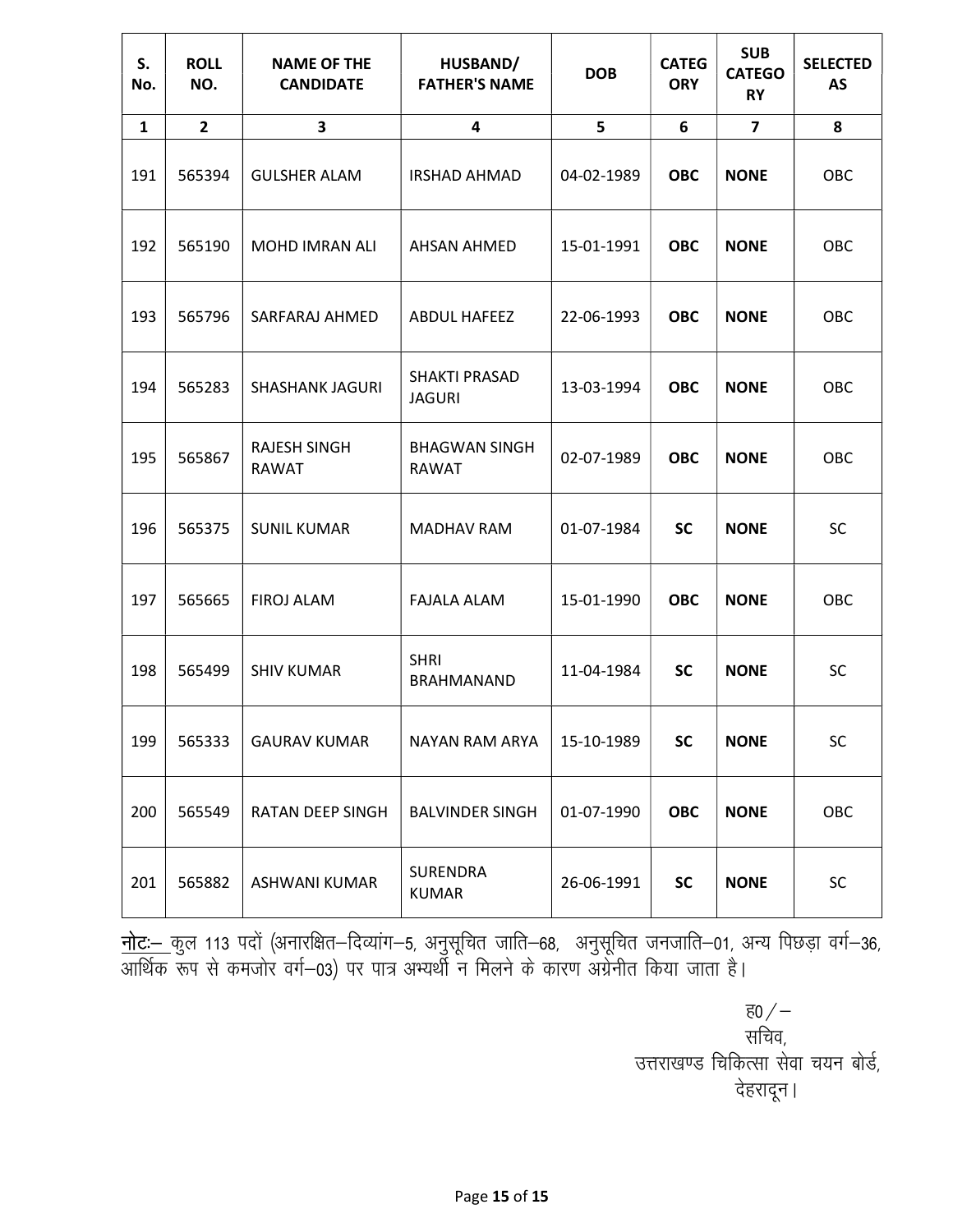| S. No. | ROLL NO. | NAME OF THE CANDIDATE | HUSBAND/ FATHER'S NAME | DOB | CATEGORY | SUB CATEGORY | SELECTED AS |
|---|---|---|---|---|---|---|---|
| 1 | 2 | 3 | 4 | 5 | 6 | 7 | 8 |
| 191 | 565394 | GULSHER ALAM | IRSHAD AHMAD | 04-02-1989 | **OBC** | **NONE** | OBC |
| 192 | 565190 | MOHD IMRAN ALI | AHSAN AHMED | 15-01-1991 | **OBC** | **NONE** | OBC |
| 193 | 565796 | SARFARAJ AHMED | ABDUL HAFEEZ | 22-06-1993 | **OBC** | **NONE** | OBC |
| 194 | 565283 | SHASHANK JAGURI | SHAKTI PRASAD JAGURI | 13-03-1994 | **OBC** | **NONE** | OBC |
| 195 | 565867 | RAJESH SINGH RAWAT | BHAGWAN SINGH RAWAT | 02-07-1989 | **OBC** | **NONE** | OBC |
| 196 | 565375 | SUNIL KUMAR | MADHAV RAM | 01-07-1984 | **SC** | **NONE** | SC |
| 197 | 565665 | FIROJ ALAM | FAJALA ALAM | 15-01-1990 | **OBC** | **NONE** | OBC |
| 198 | 565499 | SHIV KUMAR | SHRI BRAHMANAND | 11-04-1984 | **SC** | **NONE** | SC |
| 199 | 565333 | GAURAV KUMAR | NAYAN RAM ARYA | 15-10-1989 | **SC** | **NONE** | SC |
| 200 | 565549 | RATAN DEEP SINGH | BALVINDER SINGH | 01-07-1990 | **OBC** | **NONE** | OBC |
| 201 | 565882 | ASHWANI KUMAR | SURENDRA KUMAR | 26-06-1991 | **SC** | **NONE** | SC |

नोटः– कुल 113 पदों (अनारक्षित–दिव्यांग–5, अनुसूचित जाति–68, अनुसूचित जनजाति–01, अन्य पिछड़ा वर्ग–36, आर्थिक रूप से कमजोर वर्ग–03) पर पात्र अभ्यर्थी न मिलने के कारण अग्रेनीत किया जाता है।

ह0/–
सचिव,
उत्तराखण्ड चिकित्सा सेवा चयन बोर्ड,
देहरादून।